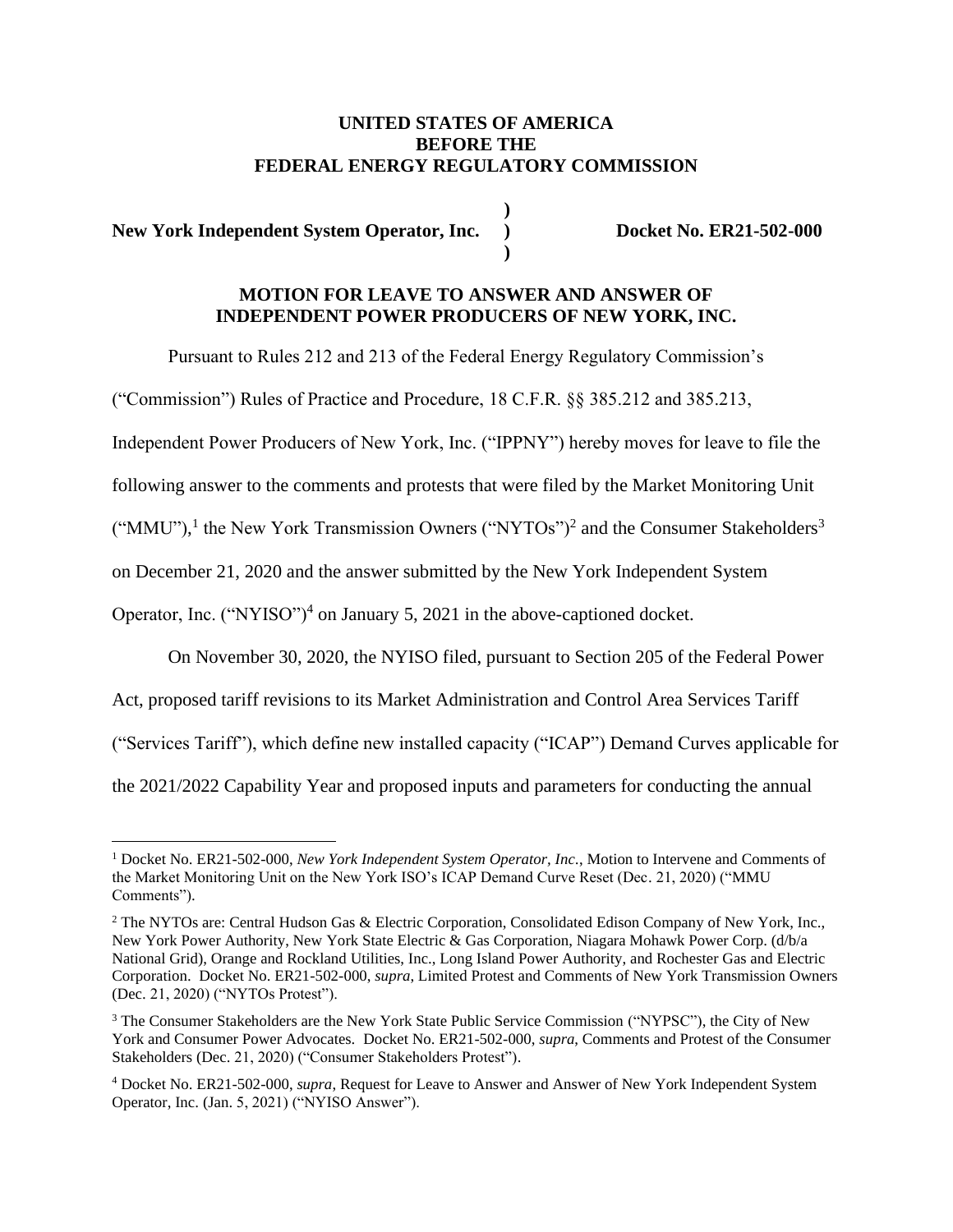**UNITED STATES OF AMERICA**
**BEFORE THE**
**FEDERAL ENERGY REGULATORY COMMISSION**

| | | |
|---|---|---|
| **New York Independent System Operator, Inc.** | **)** **)** **)** | **Docket No. ER21-502-000** |

**MOTION FOR LEAVE TO ANSWER AND ANSWER OF INDEPENDENT POWER PRODUCERS OF NEW YORK, INC.**

Pursuant to Rules 212 and 213 of the Federal Energy Regulatory Commission's ("Commission") Rules of Practice and Procedure, 18 C.F.R. §§ 385.212 and 385.213, Independent Power Producers of New York, Inc. ("IPPNY") hereby moves for leave to file the following answer to the comments and protests that were filed by the Market Monitoring Unit ("MMU"),[1] the New York Transmission Owners ("NYTOs")[2] and the Consumer Stakeholders[3] on December 21, 2020 and the answer submitted by the New York Independent System Operator, Inc. ("NYISO")[4] on January 5, 2021 in the above-captioned docket.

On November 30, 2020, the NYISO filed, pursuant to Section 205 of the Federal Power Act, proposed tariff revisions to its Market Administration and Control Area Services Tariff ("Services Tariff"), which define new installed capacity ("ICAP") Demand Curves applicable for the 2021/2022 Capability Year and proposed inputs and parameters for conducting the annual

---

[1] Docket No. ER21-502-000, *New York Independent System Operator, Inc.*, Motion to Intervene and Comments of the Market Monitoring Unit on the New York ISO's ICAP Demand Curve Reset (Dec. 21, 2020) ("MMU Comments").

[2] The NYTOs are: Central Hudson Gas & Electric Corporation, Consolidated Edison Company of New York, Inc., New York Power Authority, New York State Electric & Gas Corporation, Niagara Mohawk Power Corp. (d/b/a National Grid), Orange and Rockland Utilities, Inc., Long Island Power Authority, and Rochester Gas and Electric Corporation. Docket No. ER21-502-000, *supra*, Limited Protest and Comments of New York Transmission Owners (Dec. 21, 2020) ("NYTOs Protest").

[3] The Consumer Stakeholders are the New York State Public Service Commission ("NYPSC"), the City of New York and Consumer Power Advocates. Docket No. ER21-502-000, *supra*, Comments and Protest of the Consumer Stakeholders (Dec. 21, 2020) ("Consumer Stakeholders Protest").

[4] Docket No. ER21-502-000, *supra*, Request for Leave to Answer and Answer of New York Independent System Operator, Inc. (Jan. 5, 2021) ("NYISO Answer").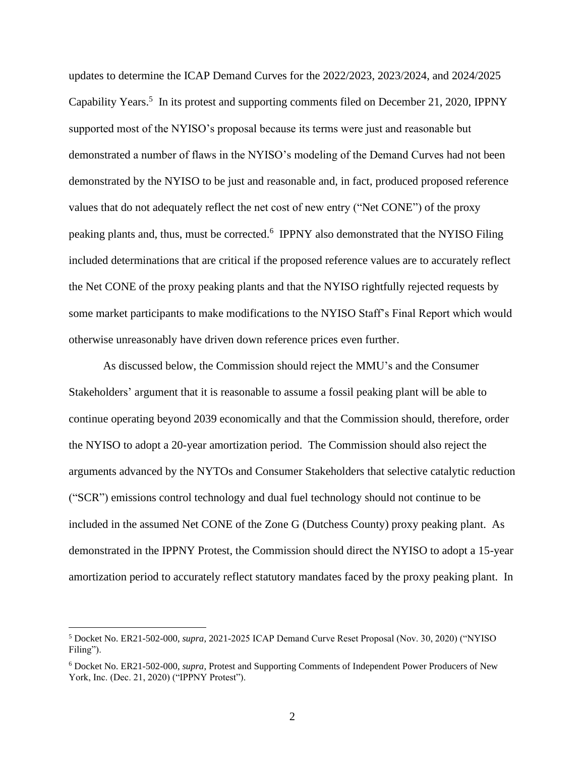updates to determine the ICAP Demand Curves for the 2022/2023, 2023/2024, and 2024/2025 Capability Years.[5] In its protest and supporting comments filed on December 21, 2020, IPPNY supported most of the NYISO's proposal because its terms were just and reasonable but demonstrated a number of flaws in the NYISO's modeling of the Demand Curves had not been demonstrated by the NYISO to be just and reasonable and, in fact, produced proposed reference values that do not adequately reflect the net cost of new entry ("Net CONE") of the proxy peaking plants and, thus, must be corrected.[6] IPPNY also demonstrated that the NYISO Filing included determinations that are critical if the proposed reference values are to accurately reflect the Net CONE of the proxy peaking plants and that the NYISO rightfully rejected requests by some market participants to make modifications to the NYISO Staff's Final Report which would otherwise unreasonably have driven down reference prices even further.

As discussed below, the Commission should reject the MMU's and the Consumer Stakeholders' argument that it is reasonable to assume a fossil peaking plant will be able to continue operating beyond 2039 economically and that the Commission should, therefore, order the NYISO to adopt a 20-year amortization period. The Commission should also reject the arguments advanced by the NYTOs and Consumer Stakeholders that selective catalytic reduction ("SCR") emissions control technology and dual fuel technology should not continue to be included in the assumed Net CONE of the Zone G (Dutchess County) proxy peaking plant. As demonstrated in the IPPNY Protest, the Commission should direct the NYISO to adopt a 15-year amortization period to accurately reflect statutory mandates faced by the proxy peaking plant. In

[5] Docket No. ER21-502-000, *supra*, 2021-2025 ICAP Demand Curve Reset Proposal (Nov. 30, 2020) ("NYISO Filing").

[6] Docket No. ER21-502-000, *supra*, Protest and Supporting Comments of Independent Power Producers of New York, Inc. (Dec. 21, 2020) ("IPPNY Protest").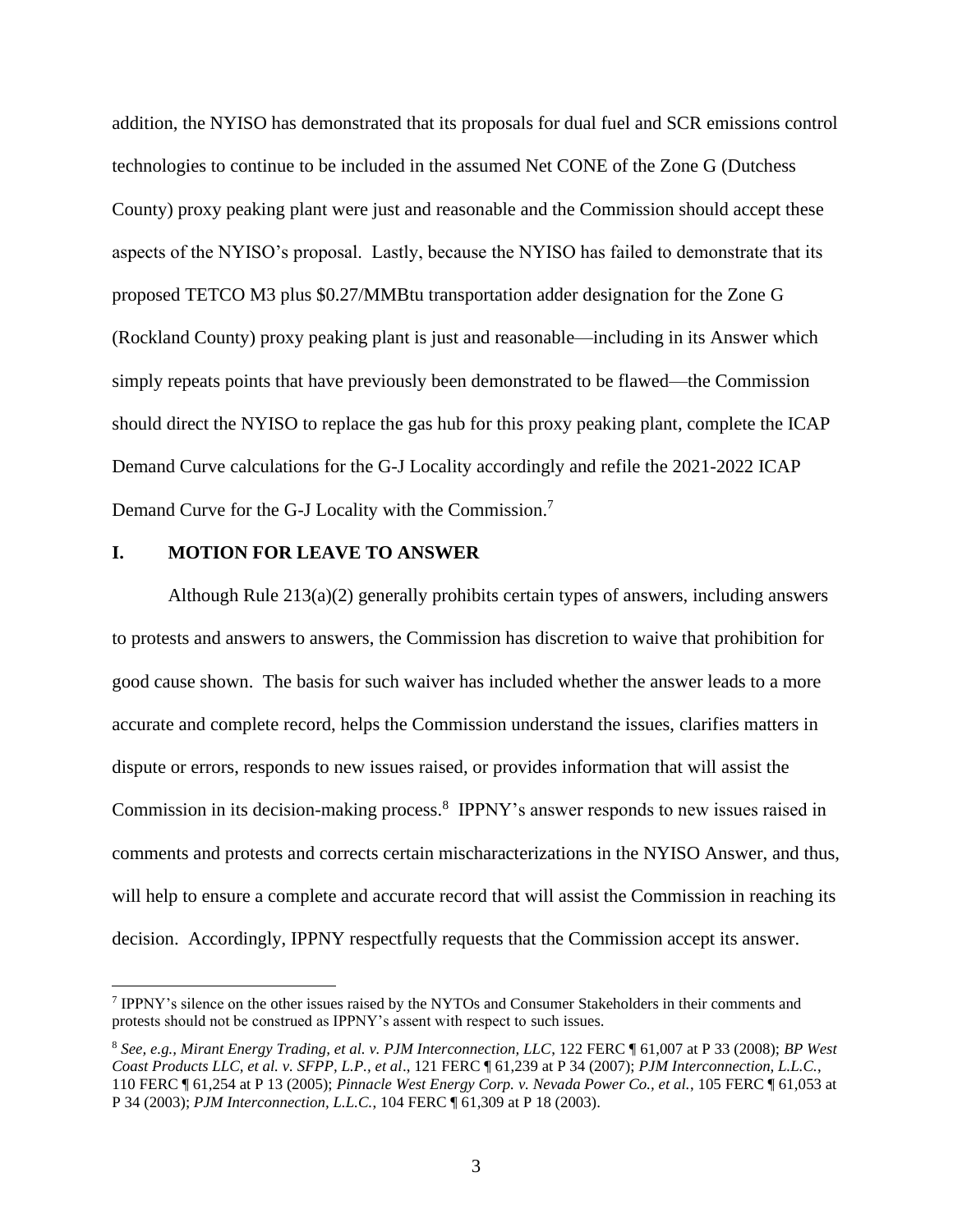addition, the NYISO has demonstrated that its proposals for dual fuel and SCR emissions control technologies to continue to be included in the assumed Net CONE of the Zone G (Dutchess County) proxy peaking plant were just and reasonable and the Commission should accept these aspects of the NYISO's proposal. Lastly, because the NYISO has failed to demonstrate that its proposed TETCO M3 plus $0.27/MMBtu transportation adder designation for the Zone G (Rockland County) proxy peaking plant is just and reasonable—including in its Answer which simply repeats points that have previously been demonstrated to be flawed—the Commission should direct the NYISO to replace the gas hub for this proxy peaking plant, complete the ICAP Demand Curve calculations for the G-J Locality accordingly and refile the 2021-2022 ICAP Demand Curve for the G-J Locality with the Commission.[7]

## I. MOTION FOR LEAVE TO ANSWER

Although Rule 213(a)(2) generally prohibits certain types of answers, including answers to protests and answers to answers, the Commission has discretion to waive that prohibition for good cause shown. The basis for such waiver has included whether the answer leads to a more accurate and complete record, helps the Commission understand the issues, clarifies matters in dispute or errors, responds to new issues raised, or provides information that will assist the Commission in its decision-making process.[8] IPPNY's answer responds to new issues raised in comments and protests and corrects certain mischaracterizations in the NYISO Answer, and thus, will help to ensure a complete and accurate record that will assist the Commission in reaching its decision. Accordingly, IPPNY respectfully requests that the Commission accept its answer.

---

[7] IPPNY's silence on the other issues raised by the NYTOs and Consumer Stakeholders in their comments and protests should not be construed as IPPNY's assent with respect to such issues.

[8] *See, e.g., Mirant Energy Trading, et al. v. PJM Interconnection, LLC*, 122 FERC ¶ 61,007 at P 33 (2008); *BP West Coast Products LLC, et al. v. SFPP, L.P., et al*., 121 FERC ¶ 61,239 at P 34 (2007); *PJM Interconnection, L.L.C.*, 110 FERC ¶ 61,254 at P 13 (2005); *Pinnacle West Energy Corp. v. Nevada Power Co., et al.*, 105 FERC ¶ 61,053 at P 34 (2003); *PJM Interconnection, L.L.C.*, 104 FERC ¶ 61,309 at P 18 (2003).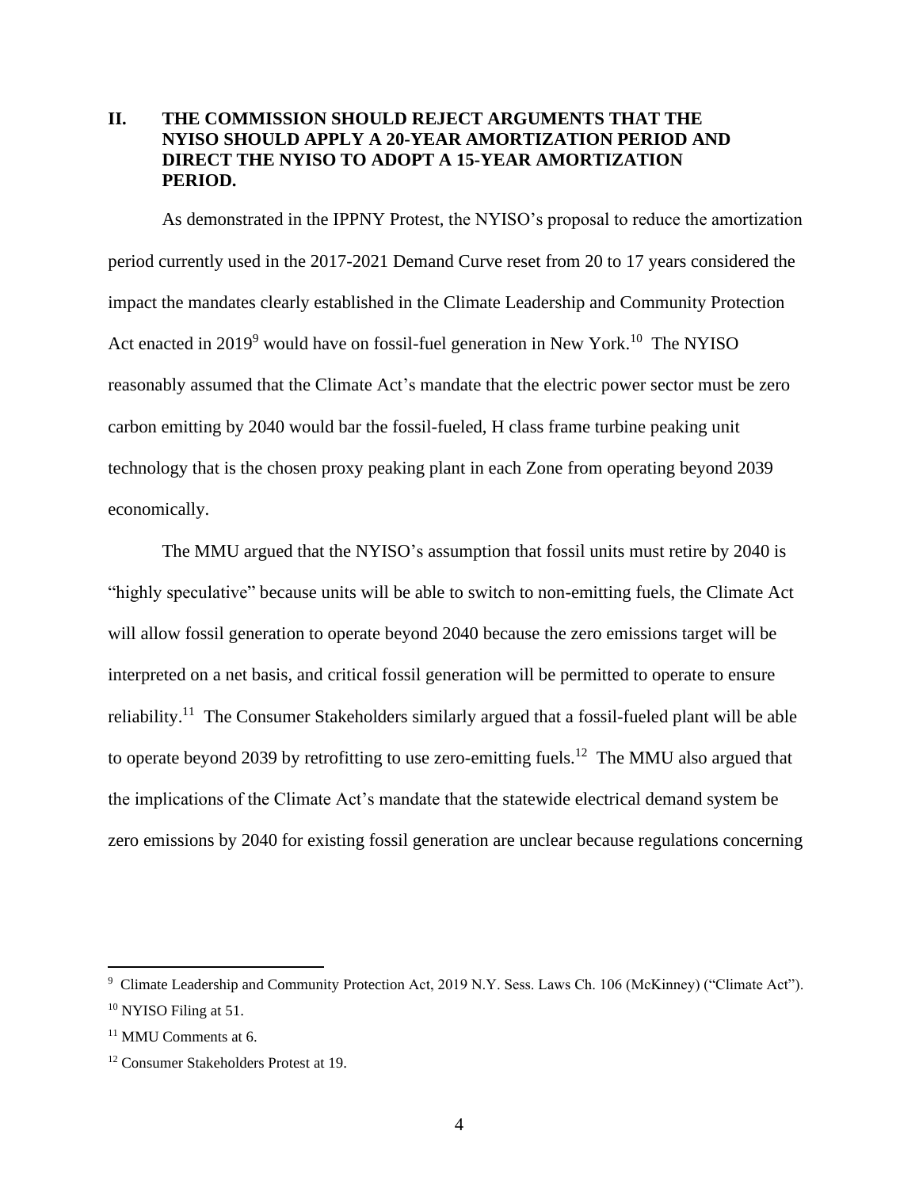## II. THE COMMISSION SHOULD REJECT ARGUMENTS THAT THE NYISO SHOULD APPLY A 20-YEAR AMORTIZATION PERIOD AND DIRECT THE NYISO TO ADOPT A 15-YEAR AMORTIZATION PERIOD.

As demonstrated in the IPPNY Protest, the NYISO's proposal to reduce the amortization period currently used in the 2017-2021 Demand Curve reset from 20 to 17 years considered the impact the mandates clearly established in the Climate Leadership and Community Protection Act enacted in 2019[9] would have on fossil-fuel generation in New York.[10] The NYISO reasonably assumed that the Climate Act's mandate that the electric power sector must be zero carbon emitting by 2040 would bar the fossil-fueled, H class frame turbine peaking unit technology that is the chosen proxy peaking plant in each Zone from operating beyond 2039 economically.

The MMU argued that the NYISO's assumption that fossil units must retire by 2040 is "highly speculative" because units will be able to switch to non-emitting fuels, the Climate Act will allow fossil generation to operate beyond 2040 because the zero emissions target will be interpreted on a net basis, and critical fossil generation will be permitted to operate to ensure reliability.[11] The Consumer Stakeholders similarly argued that a fossil-fueled plant will be able to operate beyond 2039 by retrofitting to use zero-emitting fuels.[12] The MMU also argued that the implications of the Climate Act's mandate that the statewide electrical demand system be zero emissions by 2040 for existing fossil generation are unclear because regulations concerning

---

[9] Climate Leadership and Community Protection Act, 2019 N.Y. Sess. Laws Ch. 106 (McKinney) ("Climate Act").

[10] NYISO Filing at 51.

[11] MMU Comments at 6.

[12] Consumer Stakeholders Protest at 19.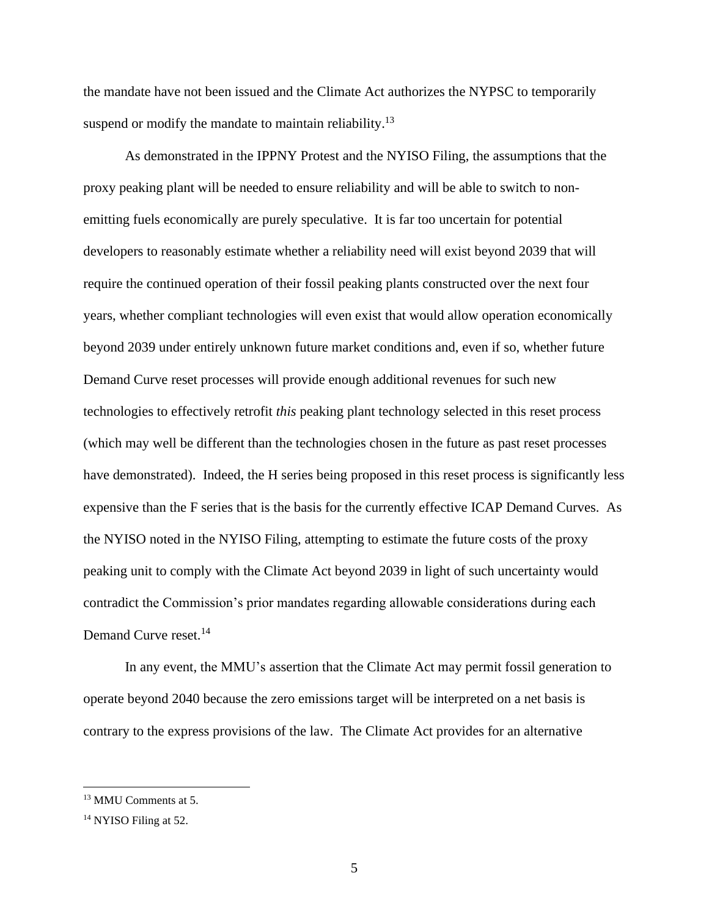the mandate have not been issued and the Climate Act authorizes the NYPSC to temporarily suspend or modify the mandate to maintain reliability.[13]

As demonstrated in the IPPNY Protest and the NYISO Filing, the assumptions that the proxy peaking plant will be needed to ensure reliability and will be able to switch to non-emitting fuels economically are purely speculative. It is far too uncertain for potential developers to reasonably estimate whether a reliability need will exist beyond 2039 that will require the continued operation of their fossil peaking plants constructed over the next four years, whether compliant technologies will even exist that would allow operation economically beyond 2039 under entirely unknown future market conditions and, even if so, whether future Demand Curve reset processes will provide enough additional revenues for such new technologies to effectively retrofit *this* peaking plant technology selected in this reset process (which may well be different than the technologies chosen in the future as past reset processes have demonstrated). Indeed, the H series being proposed in this reset process is significantly less expensive than the F series that is the basis for the currently effective ICAP Demand Curves. As the NYISO noted in the NYISO Filing, attempting to estimate the future costs of the proxy peaking unit to comply with the Climate Act beyond 2039 in light of such uncertainty would contradict the Commission's prior mandates regarding allowable considerations during each Demand Curve reset.[14]

In any event, the MMU's assertion that the Climate Act may permit fossil generation to operate beyond 2040 because the zero emissions target will be interpreted on a net basis is contrary to the express provisions of the law. The Climate Act provides for an alternative

---

[13] MMU Comments at 5.

[14] NYISO Filing at 52.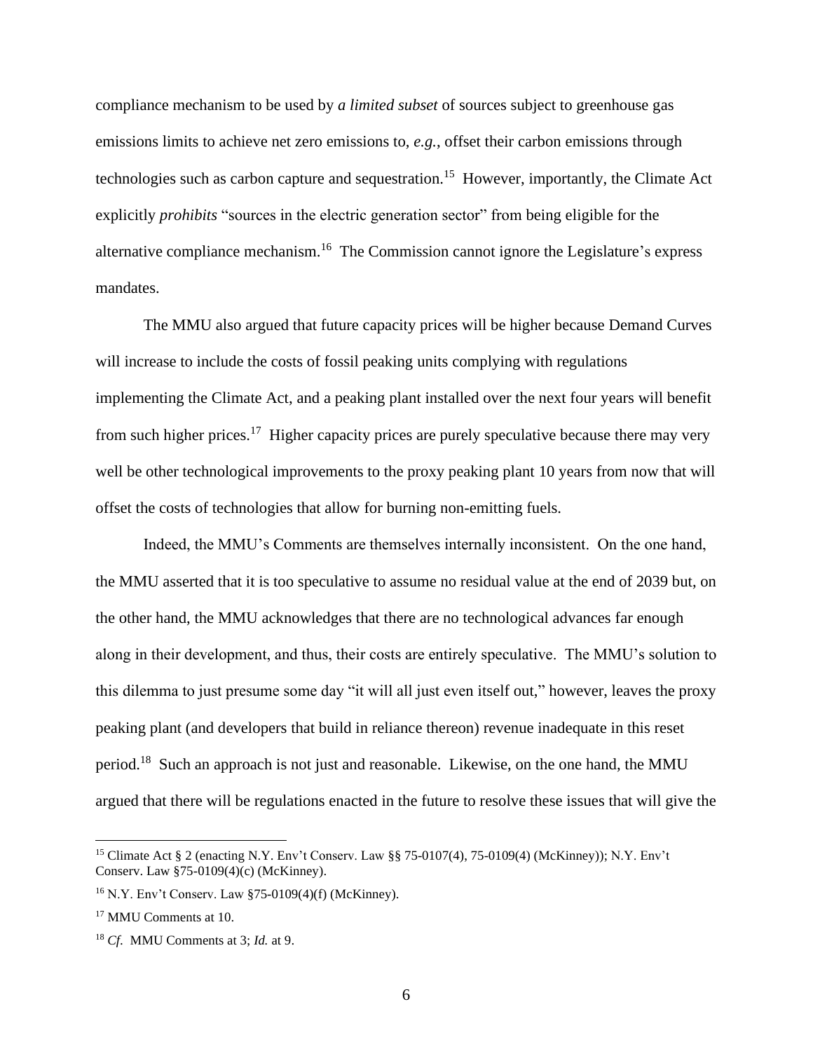compliance mechanism to be used by *a limited subset* of sources subject to greenhouse gas emissions limits to achieve net zero emissions to, *e.g.*, offset their carbon emissions through technologies such as carbon capture and sequestration.[15] However, importantly, the Climate Act explicitly *prohibits* "sources in the electric generation sector" from being eligible for the alternative compliance mechanism.[16] The Commission cannot ignore the Legislature's express mandates.

The MMU also argued that future capacity prices will be higher because Demand Curves will increase to include the costs of fossil peaking units complying with regulations implementing the Climate Act, and a peaking plant installed over the next four years will benefit from such higher prices.[17] Higher capacity prices are purely speculative because there may very well be other technological improvements to the proxy peaking plant 10 years from now that will offset the costs of technologies that allow for burning non-emitting fuels.

Indeed, the MMU's Comments are themselves internally inconsistent. On the one hand, the MMU asserted that it is too speculative to assume no residual value at the end of 2039 but, on the other hand, the MMU acknowledges that there are no technological advances far enough along in their development, and thus, their costs are entirely speculative. The MMU's solution to this dilemma to just presume some day "it will all just even itself out," however, leaves the proxy peaking plant (and developers that build in reliance thereon) revenue inadequate in this reset period.[18] Such an approach is not just and reasonable. Likewise, on the one hand, the MMU argued that there will be regulations enacted in the future to resolve these issues that will give the

---

[15] Climate Act § 2 (enacting N.Y. Env't Conserv. Law §§ 75-0107(4), 75-0109(4) (McKinney)); N.Y. Env't Conserv. Law §75-0109(4)(c) (McKinney).

[16] N.Y. Env't Conserv. Law §75-0109(4)(f) (McKinney).

[17] MMU Comments at 10.

[18] *Cf.* MMU Comments at 3; *Id.* at 9.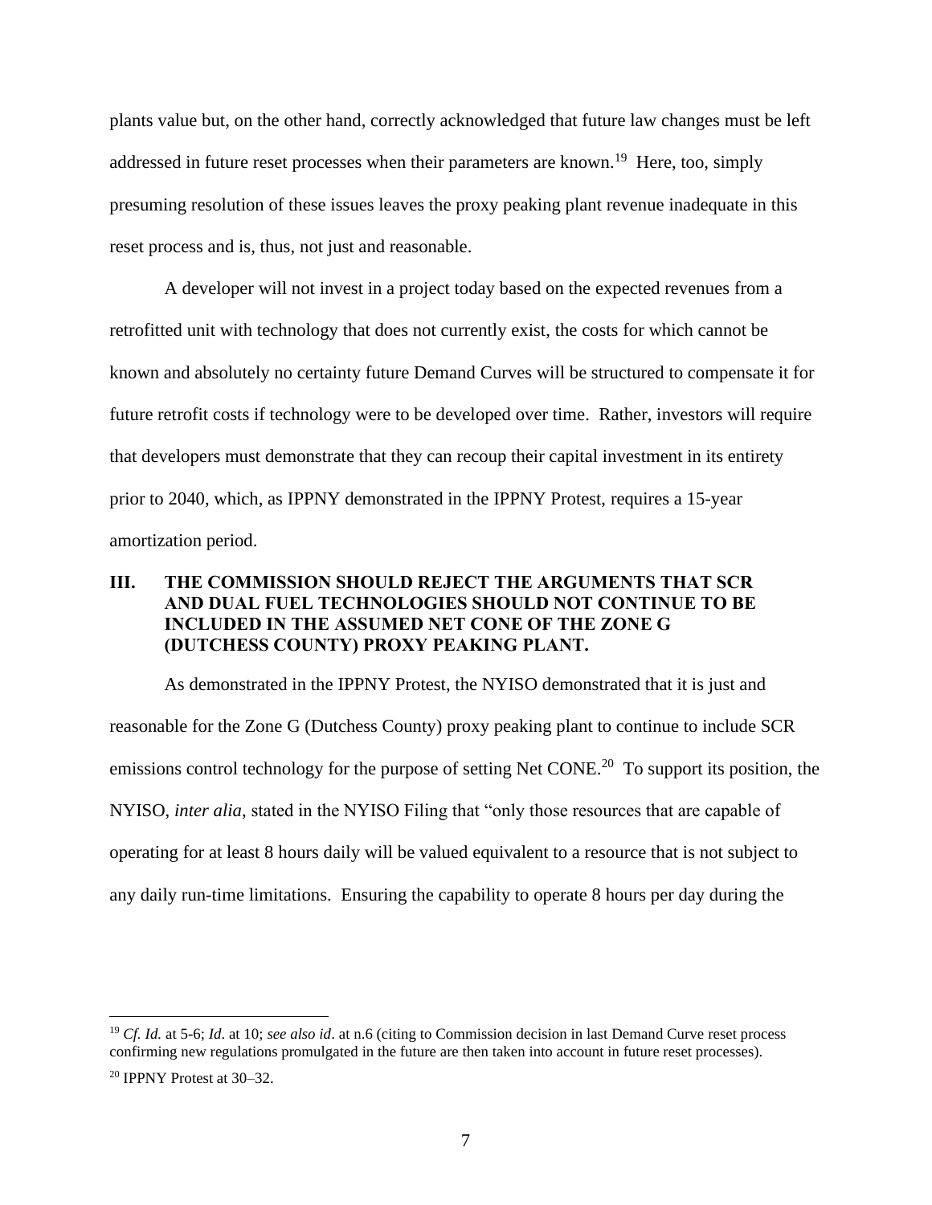plants value but, on the other hand, correctly acknowledged that future law changes must be left addressed in future reset processes when their parameters are known.[19] Here, too, simply presuming resolution of these issues leaves the proxy peaking plant revenue inadequate in this reset process and is, thus, not just and reasonable.

A developer will not invest in a project today based on the expected revenues from a retrofitted unit with technology that does not currently exist, the costs for which cannot be known and absolutely no certainty future Demand Curves will be structured to compensate it for future retrofit costs if technology were to be developed over time. Rather, investors will require that developers must demonstrate that they can recoup their capital investment in its entirety prior to 2040, which, as IPPNY demonstrated in the IPPNY Protest, requires a 15-year amortization period.

## III. THE COMMISSION SHOULD REJECT THE ARGUMENTS THAT SCR AND DUAL FUEL TECHNOLOGIES SHOULD NOT CONTINUE TO BE INCLUDED IN THE ASSUMED NET CONE OF THE ZONE G (DUTCHESS COUNTY) PROXY PEAKING PLANT.

As demonstrated in the IPPNY Protest, the NYISO demonstrated that it is just and reasonable for the Zone G (Dutchess County) proxy peaking plant to continue to include SCR emissions control technology for the purpose of setting Net CONE.[20] To support its position, the NYISO, *inter alia*, stated in the NYISO Filing that "only those resources that are capable of operating for at least 8 hours daily will be valued equivalent to a resource that is not subject to any daily run-time limitations. Ensuring the capability to operate 8 hours per day during the

---

[19] *Cf. Id.* at 5-6; *Id*. at 10; *see also id*. at n.6 (citing to Commission decision in last Demand Curve reset process confirming new regulations promulgated in the future are then taken into account in future reset processes).

[20] IPPNY Protest at 30–32.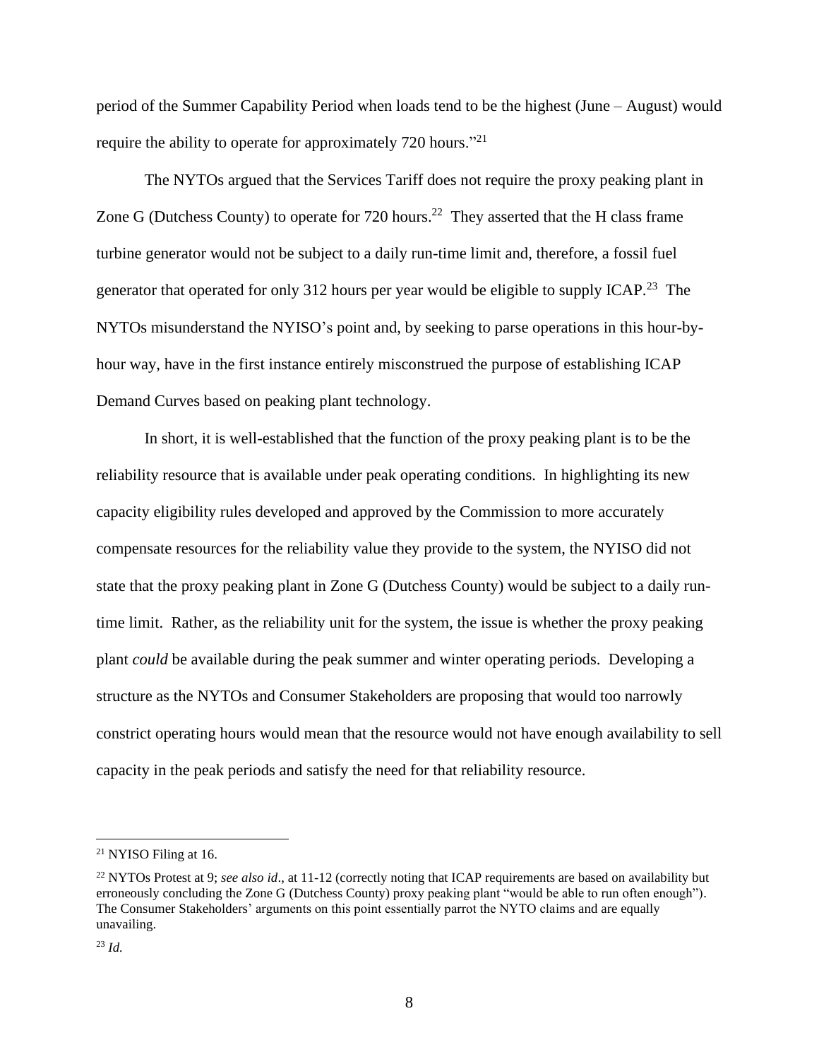period of the Summer Capability Period when loads tend to be the highest (June – August) would require the ability to operate for approximately 720 hours."[21]

The NYTOs argued that the Services Tariff does not require the proxy peaking plant in Zone G (Dutchess County) to operate for 720 hours.[22] They asserted that the H class frame turbine generator would not be subject to a daily run-time limit and, therefore, a fossil fuel generator that operated for only 312 hours per year would be eligible to supply ICAP.[23] The NYTOs misunderstand the NYISO's point and, by seeking to parse operations in this hour-by-hour way, have in the first instance entirely misconstrued the purpose of establishing ICAP Demand Curves based on peaking plant technology.

In short, it is well-established that the function of the proxy peaking plant is to be the reliability resource that is available under peak operating conditions. In highlighting its new capacity eligibility rules developed and approved by the Commission to more accurately compensate resources for the reliability value they provide to the system, the NYISO did not state that the proxy peaking plant in Zone G (Dutchess County) would be subject to a daily run-time limit. Rather, as the reliability unit for the system, the issue is whether the proxy peaking plant *could* be available during the peak summer and winter operating periods. Developing a structure as the NYTOs and Consumer Stakeholders are proposing that would too narrowly constrict operating hours would mean that the resource would not have enough availability to sell capacity in the peak periods and satisfy the need for that reliability resource.

---

[21] NYISO Filing at 16.

[22] NYTOs Protest at 9; *see also id*., at 11-12 (correctly noting that ICAP requirements are based on availability but erroneously concluding the Zone G (Dutchess County) proxy peaking plant "would be able to run often enough"). The Consumer Stakeholders' arguments on this point essentially parrot the NYTO claims and are equally unavailing.

[23] *Id.*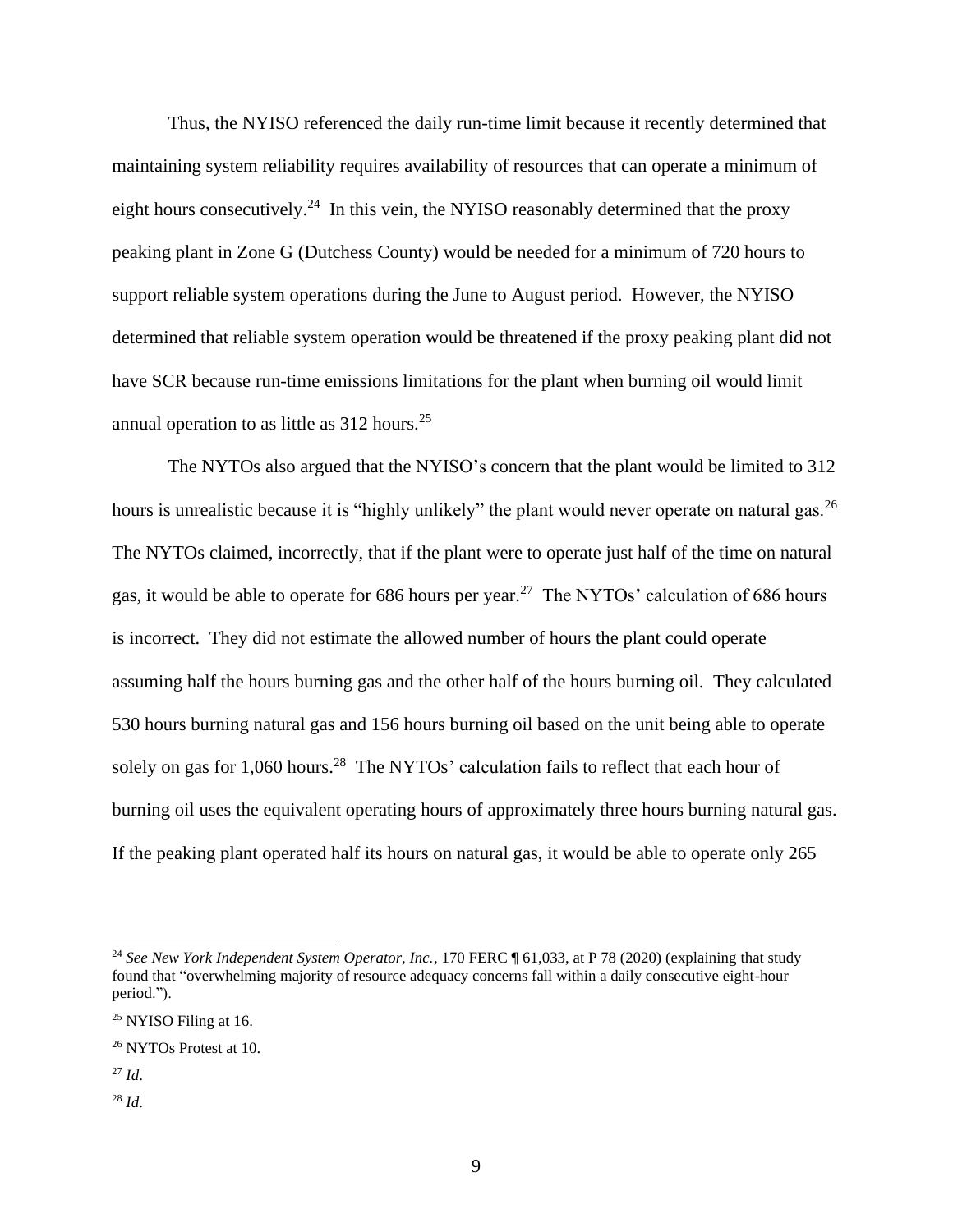Thus, the NYISO referenced the daily run-time limit because it recently determined that maintaining system reliability requires availability of resources that can operate a minimum of eight hours consecutively.[24] In this vein, the NYISO reasonably determined that the proxy peaking plant in Zone G (Dutchess County) would be needed for a minimum of 720 hours to support reliable system operations during the June to August period. However, the NYISO determined that reliable system operation would be threatened if the proxy peaking plant did not have SCR because run-time emissions limitations for the plant when burning oil would limit annual operation to as little as 312 hours.[25]

The NYTOs also argued that the NYISO's concern that the plant would be limited to 312 hours is unrealistic because it is "highly unlikely" the plant would never operate on natural gas.[26] The NYTOs claimed, incorrectly, that if the plant were to operate just half of the time on natural gas, it would be able to operate for 686 hours per year.[27] The NYTOs' calculation of 686 hours is incorrect. They did not estimate the allowed number of hours the plant could operate assuming half the hours burning gas and the other half of the hours burning oil. They calculated 530 hours burning natural gas and 156 hours burning oil based on the unit being able to operate solely on gas for 1,060 hours.[28] The NYTOs' calculation fails to reflect that each hour of burning oil uses the equivalent operating hours of approximately three hours burning natural gas. If the peaking plant operated half its hours on natural gas, it would be able to operate only 265

---

[24] *See New York Independent System Operator, Inc.*, 170 FERC ¶ 61,033, at P 78 (2020) (explaining that study found that "overwhelming majority of resource adequacy concerns fall within a daily consecutive eight-hour period.").

[25] NYISO Filing at 16.

[26] NYTOs Protest at 10.

[27] *Id*.

[28] *Id*.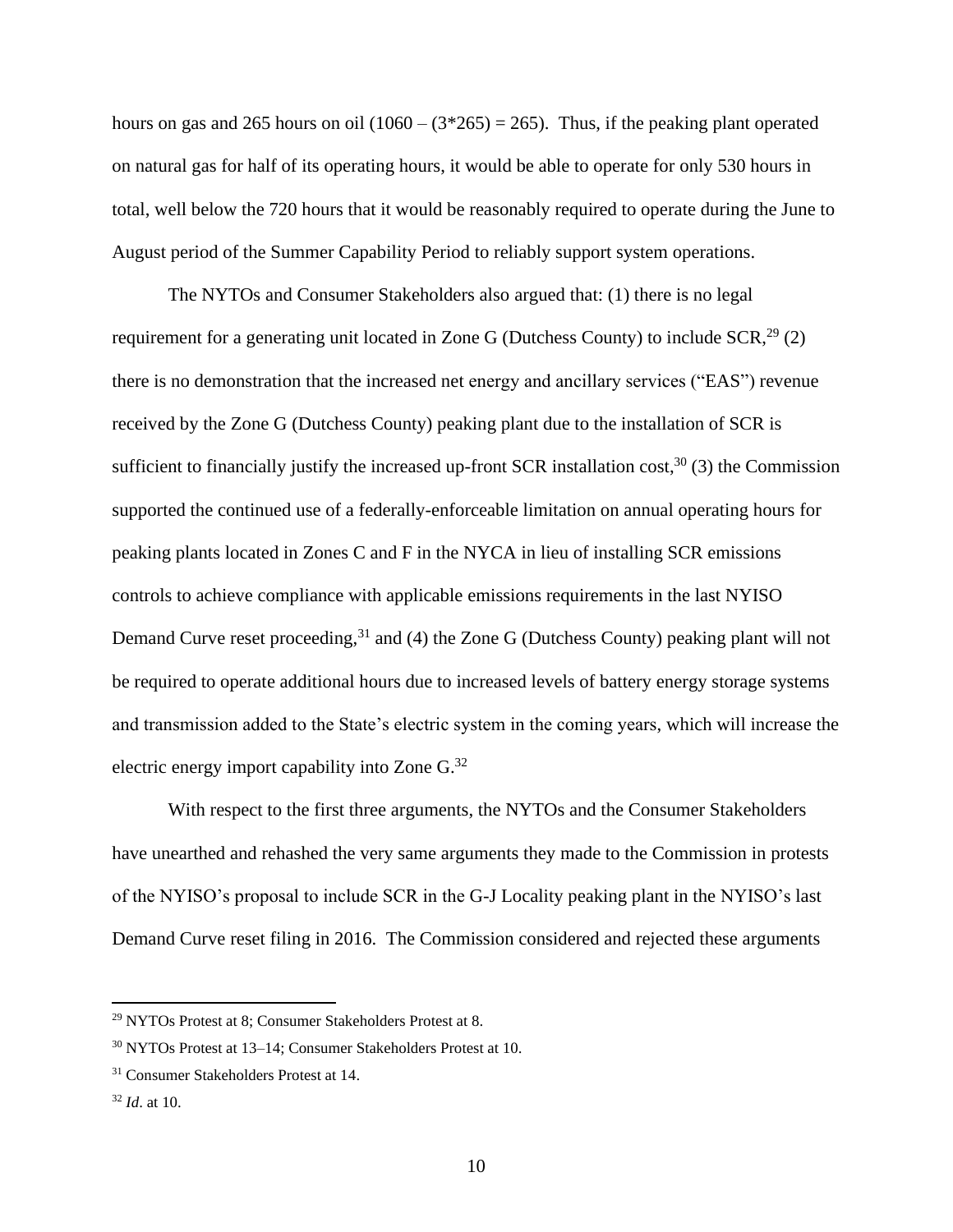hours on gas and 265 hours on oil ($1060 - (3*265) = 265$). Thus, if the peaking plant operated on natural gas for half of its operating hours, it would be able to operate for only 530 hours in total, well below the 720 hours that it would be reasonably required to operate during the June to August period of the Summer Capability Period to reliably support system operations.

The NYTOs and Consumer Stakeholders also argued that: (1) there is no legal requirement for a generating unit located in Zone G (Dutchess County) to include SCR,[29] (2) there is no demonstration that the increased net energy and ancillary services ("EAS") revenue received by the Zone G (Dutchess County) peaking plant due to the installation of SCR is sufficient to financially justify the increased up-front SCR installation cost,[30] (3) the Commission supported the continued use of a federally-enforceable limitation on annual operating hours for peaking plants located in Zones C and F in the NYCA in lieu of installing SCR emissions controls to achieve compliance with applicable emissions requirements in the last NYISO Demand Curve reset proceeding,[31] and (4) the Zone G (Dutchess County) peaking plant will not be required to operate additional hours due to increased levels of battery energy storage systems and transmission added to the State's electric system in the coming years, which will increase the electric energy import capability into Zone G.[32]

With respect to the first three arguments, the NYTOs and the Consumer Stakeholders have unearthed and rehashed the very same arguments they made to the Commission in protests of the NYISO's proposal to include SCR in the G-J Locality peaking plant in the NYISO's last Demand Curve reset filing in 2016. The Commission considered and rejected these arguments

---

[29] NYTOs Protest at 8; Consumer Stakeholders Protest at 8.

[30] NYTOs Protest at 13–14; Consumer Stakeholders Protest at 10.

[31] Consumer Stakeholders Protest at 14.

[32] *Id*. at 10.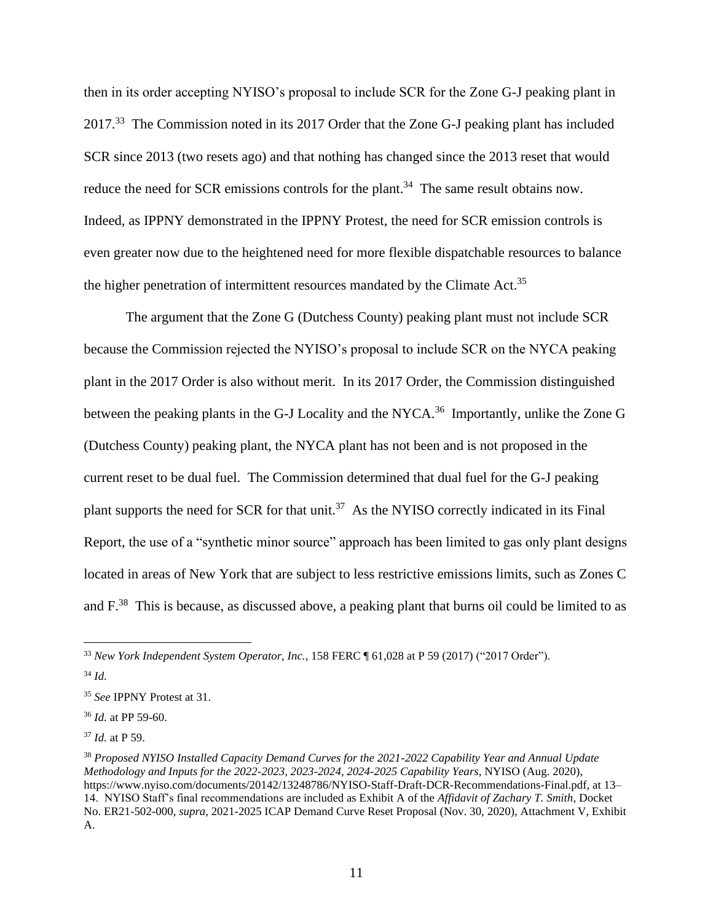then in its order accepting NYISO's proposal to include SCR for the Zone G-J peaking plant in 2017.[33] The Commission noted in its 2017 Order that the Zone G-J peaking plant has included SCR since 2013 (two resets ago) and that nothing has changed since the 2013 reset that would reduce the need for SCR emissions controls for the plant.[34] The same result obtains now. Indeed, as IPPNY demonstrated in the IPPNY Protest, the need for SCR emission controls is even greater now due to the heightened need for more flexible dispatchable resources to balance the higher penetration of intermittent resources mandated by the Climate Act.[35]

The argument that the Zone G (Dutchess County) peaking plant must not include SCR because the Commission rejected the NYISO's proposal to include SCR on the NYCA peaking plant in the 2017 Order is also without merit. In its 2017 Order, the Commission distinguished between the peaking plants in the G-J Locality and the NYCA.[36] Importantly, unlike the Zone G (Dutchess County) peaking plant, the NYCA plant has not been and is not proposed in the current reset to be dual fuel. The Commission determined that dual fuel for the G-J peaking plant supports the need for SCR for that unit.[37] As the NYISO correctly indicated in its Final Report, the use of a "synthetic minor source" approach has been limited to gas only plant designs located in areas of New York that are subject to less restrictive emissions limits, such as Zones C and F.[38] This is because, as discussed above, a peaking plant that burns oil could be limited to as

---

[33] *New York Independent System Operator, Inc.*, 158 FERC ¶ 61,028 at P 59 (2017) ("2017 Order").

[34] *Id.*

[35] *See* IPPNY Protest at 31.

[36] *Id.* at PP 59-60.

[37] *Id.* at P 59.

[38] *Proposed NYISO Installed Capacity Demand Curves for the 2021-2022 Capability Year and Annual Update Methodology and Inputs for the 2022-2023, 2023-2024, 2024-2025 Capability Years*, NYISO (Aug. 2020), https://www.nyiso.com/documents/20142/13248786/NYISO-Staff-Draft-DCR-Recommendations-Final.pdf, at 13–14. NYISO Staff's final recommendations are included as Exhibit A of the *Affidavit of Zachary T. Smith*, Docket No. ER21-502-000, *supra*, 2021-2025 ICAP Demand Curve Reset Proposal (Nov. 30, 2020), Attachment V, Exhibit A.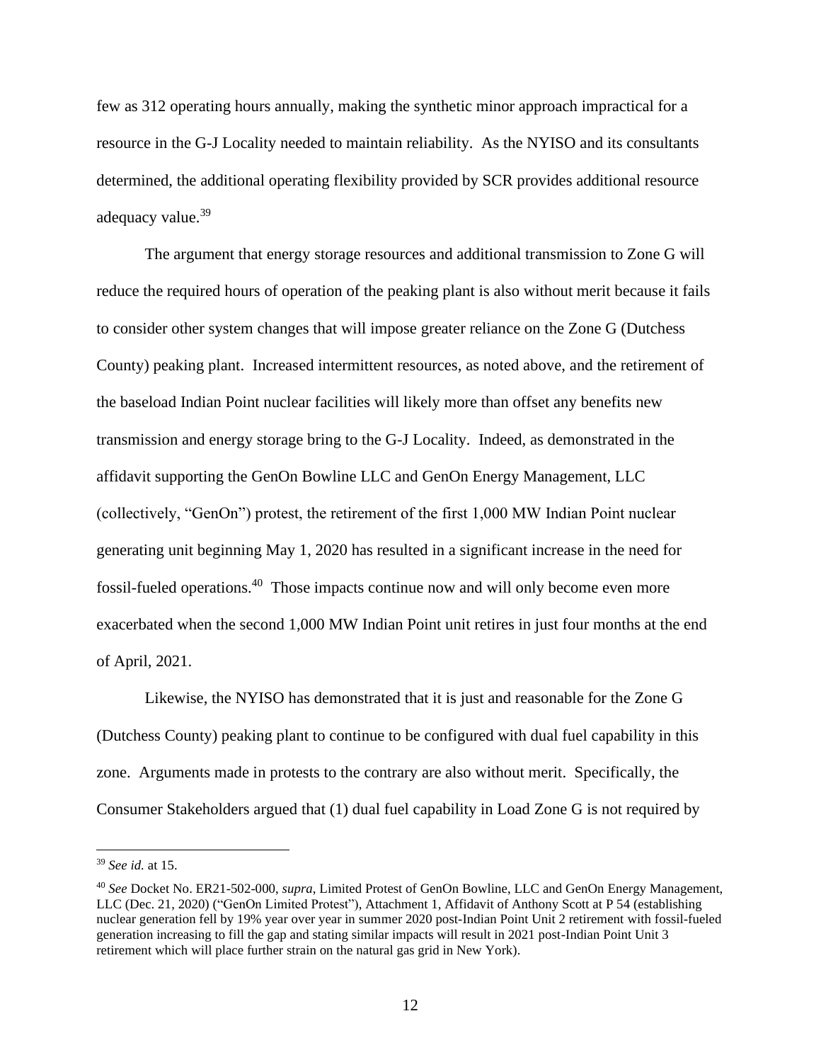few as 312 operating hours annually, making the synthetic minor approach impractical for a resource in the G-J Locality needed to maintain reliability. As the NYISO and its consultants determined, the additional operating flexibility provided by SCR provides additional resource adequacy value.[39]

The argument that energy storage resources and additional transmission to Zone G will reduce the required hours of operation of the peaking plant is also without merit because it fails to consider other system changes that will impose greater reliance on the Zone G (Dutchess County) peaking plant. Increased intermittent resources, as noted above, and the retirement of the baseload Indian Point nuclear facilities will likely more than offset any benefits new transmission and energy storage bring to the G-J Locality. Indeed, as demonstrated in the affidavit supporting the GenOn Bowline LLC and GenOn Energy Management, LLC (collectively, "GenOn") protest, the retirement of the first 1,000 MW Indian Point nuclear generating unit beginning May 1, 2020 has resulted in a significant increase in the need for fossil-fueled operations.[40] Those impacts continue now and will only become even more exacerbated when the second 1,000 MW Indian Point unit retires in just four months at the end of April, 2021.

Likewise, the NYISO has demonstrated that it is just and reasonable for the Zone G (Dutchess County) peaking plant to continue to be configured with dual fuel capability in this zone. Arguments made in protests to the contrary are also without merit. Specifically, the Consumer Stakeholders argued that (1) dual fuel capability in Load Zone G is not required by

---

[39] *See id.* at 15.

[40] *See* Docket No. ER21-502-000, *supra*, Limited Protest of GenOn Bowline, LLC and GenOn Energy Management, LLC (Dec. 21, 2020) ("GenOn Limited Protest"), Attachment 1, Affidavit of Anthony Scott at P 54 (establishing nuclear generation fell by 19% year over year in summer 2020 post-Indian Point Unit 2 retirement with fossil-fueled generation increasing to fill the gap and stating similar impacts will result in 2021 post-Indian Point Unit 3 retirement which will place further strain on the natural gas grid in New York).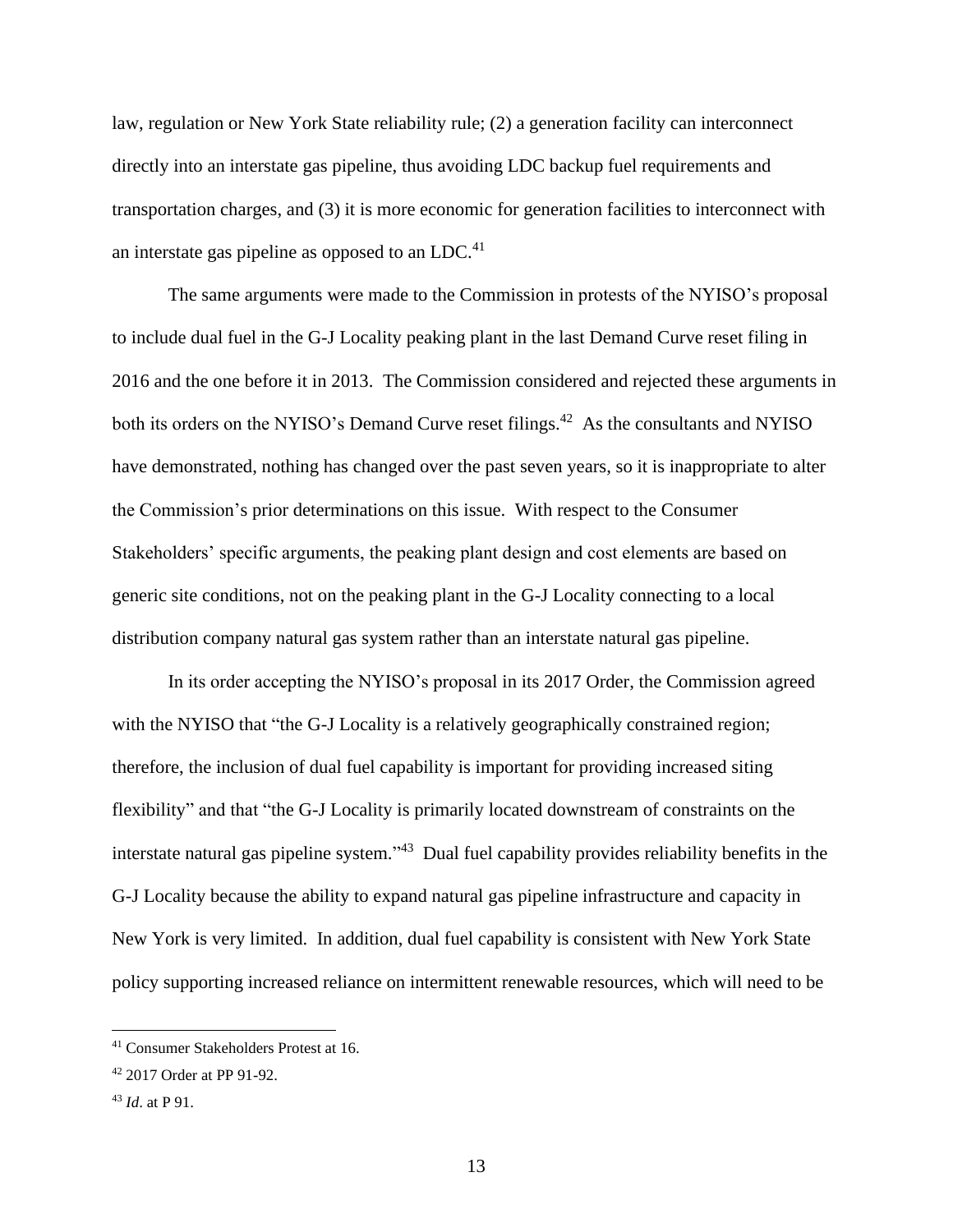law, regulation or New York State reliability rule; (2) a generation facility can interconnect directly into an interstate gas pipeline, thus avoiding LDC backup fuel requirements and transportation charges, and (3) it is more economic for generation facilities to interconnect with an interstate gas pipeline as opposed to an LDC.[41]

The same arguments were made to the Commission in protests of the NYISO's proposal to include dual fuel in the G-J Locality peaking plant in the last Demand Curve reset filing in 2016 and the one before it in 2013. The Commission considered and rejected these arguments in both its orders on the NYISO's Demand Curve reset filings.[42] As the consultants and NYISO have demonstrated, nothing has changed over the past seven years, so it is inappropriate to alter the Commission's prior determinations on this issue. With respect to the Consumer Stakeholders' specific arguments, the peaking plant design and cost elements are based on generic site conditions, not on the peaking plant in the G-J Locality connecting to a local distribution company natural gas system rather than an interstate natural gas pipeline.

In its order accepting the NYISO's proposal in its 2017 Order, the Commission agreed with the NYISO that "the G-J Locality is a relatively geographically constrained region; therefore, the inclusion of dual fuel capability is important for providing increased siting flexibility" and that "the G-J Locality is primarily located downstream of constraints on the interstate natural gas pipeline system."[43] Dual fuel capability provides reliability benefits in the G-J Locality because the ability to expand natural gas pipeline infrastructure and capacity in New York is very limited. In addition, dual fuel capability is consistent with New York State policy supporting increased reliance on intermittent renewable resources, which will need to be

---

[41] Consumer Stakeholders Protest at 16.

[42] 2017 Order at PP 91-92.

[43] *Id*. at P 91.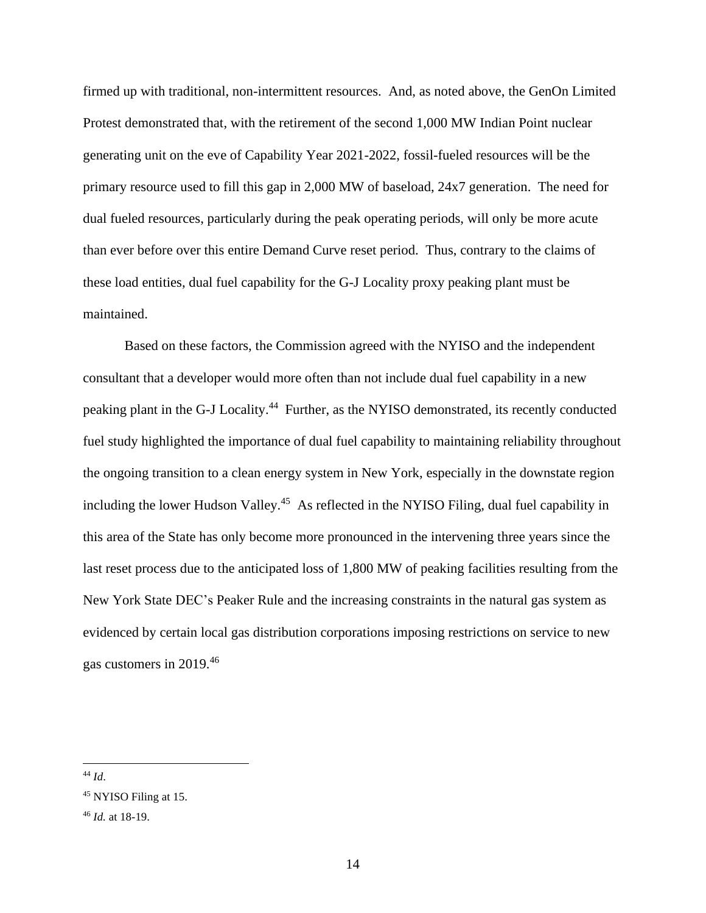firmed up with traditional, non-intermittent resources. And, as noted above, the GenOn Limited Protest demonstrated that, with the retirement of the second 1,000 MW Indian Point nuclear generating unit on the eve of Capability Year 2021-2022, fossil-fueled resources will be the primary resource used to fill this gap in 2,000 MW of baseload, 24x7 generation. The need for dual fueled resources, particularly during the peak operating periods, will only be more acute than ever before over this entire Demand Curve reset period. Thus, contrary to the claims of these load entities, dual fuel capability for the G-J Locality proxy peaking plant must be maintained.

Based on these factors, the Commission agreed with the NYISO and the independent consultant that a developer would more often than not include dual fuel capability in a new peaking plant in the G-J Locality.[44] Further, as the NYISO demonstrated, its recently conducted fuel study highlighted the importance of dual fuel capability to maintaining reliability throughout the ongoing transition to a clean energy system in New York, especially in the downstate region including the lower Hudson Valley.[45] As reflected in the NYISO Filing, dual fuel capability in this area of the State has only become more pronounced in the intervening three years since the last reset process due to the anticipated loss of 1,800 MW of peaking facilities resulting from the New York State DEC's Peaker Rule and the increasing constraints in the natural gas system as evidenced by certain local gas distribution corporations imposing restrictions on service to new gas customers in 2019.[46]

---

[44] *Id*.

[45] NYISO Filing at 15.

[46] *Id.* at 18-19.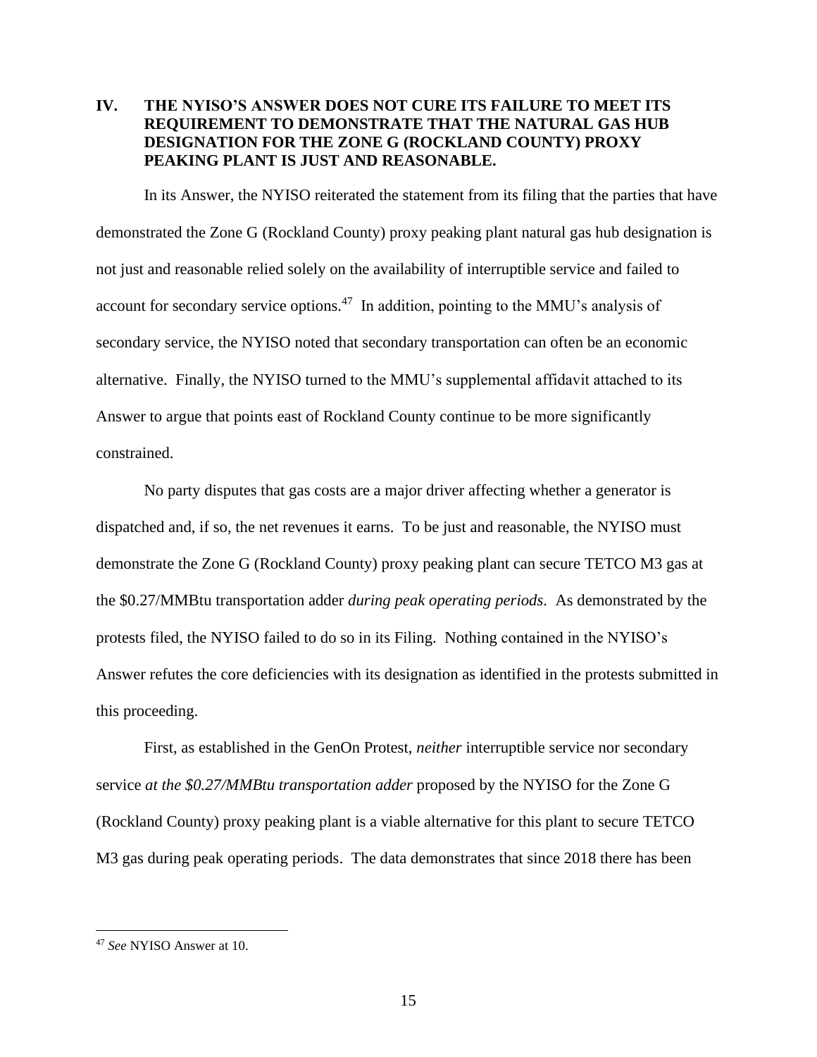## IV. THE NYISO'S ANSWER DOES NOT CURE ITS FAILURE TO MEET ITS REQUIREMENT TO DEMONSTRATE THAT THE NATURAL GAS HUB DESIGNATION FOR THE ZONE G (ROCKLAND COUNTY) PROXY PEAKING PLANT IS JUST AND REASONABLE.

In its Answer, the NYISO reiterated the statement from its filing that the parties that have demonstrated the Zone G (Rockland County) proxy peaking plant natural gas hub designation is not just and reasonable relied solely on the availability of interruptible service and failed to account for secondary service options.[47] In addition, pointing to the MMU's analysis of secondary service, the NYISO noted that secondary transportation can often be an economic alternative. Finally, the NYISO turned to the MMU's supplemental affidavit attached to its Answer to argue that points east of Rockland County continue to be more significantly constrained.

No party disputes that gas costs are a major driver affecting whether a generator is dispatched and, if so, the net revenues it earns. To be just and reasonable, the NYISO must demonstrate the Zone G (Rockland County) proxy peaking plant can secure TETCO M3 gas at the \$0.27/MMBtu transportation adder *during peak operating periods*. As demonstrated by the protests filed, the NYISO failed to do so in its Filing. Nothing contained in the NYISO's Answer refutes the core deficiencies with its designation as identified in the protests submitted in this proceeding.

First, as established in the GenOn Protest, *neither* interruptible service nor secondary service *at the \$0.27/MMBtu transportation adder* proposed by the NYISO for the Zone G (Rockland County) proxy peaking plant is a viable alternative for this plant to secure TETCO M3 gas during peak operating periods. The data demonstrates that since 2018 there has been

---

[47] *See* NYISO Answer at 10.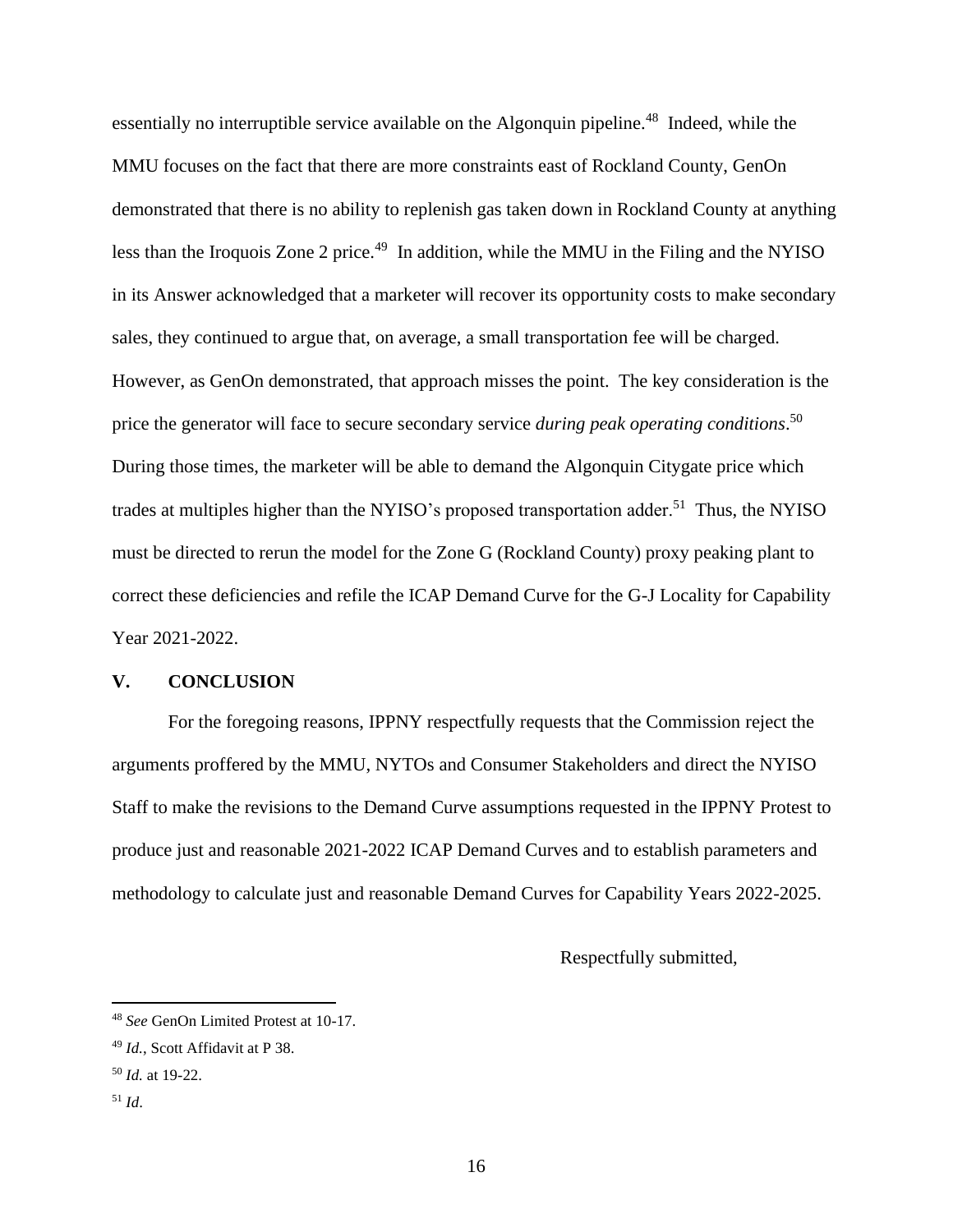essentially no interruptible service available on the Algonquin pipeline.[48] Indeed, while the MMU focuses on the fact that there are more constraints east of Rockland County, GenOn demonstrated that there is no ability to replenish gas taken down in Rockland County at anything less than the Iroquois Zone 2 price.[49] In addition, while the MMU in the Filing and the NYISO in its Answer acknowledged that a marketer will recover its opportunity costs to make secondary sales, they continued to argue that, on average, a small transportation fee will be charged. However, as GenOn demonstrated, that approach misses the point. The key consideration is the price the generator will face to secure secondary service *during peak operating conditions*.[50] During those times, the marketer will be able to demand the Algonquin Citygate price which trades at multiples higher than the NYISO's proposed transportation adder.[51] Thus, the NYISO must be directed to rerun the model for the Zone G (Rockland County) proxy peaking plant to correct these deficiencies and refile the ICAP Demand Curve for the G-J Locality for Capability Year 2021-2022.

## V. CONCLUSION

For the foregoing reasons, IPPNY respectfully requests that the Commission reject the arguments proffered by the MMU, NYTOs and Consumer Stakeholders and direct the NYISO Staff to make the revisions to the Demand Curve assumptions requested in the IPPNY Protest to produce just and reasonable 2021-2022 ICAP Demand Curves and to establish parameters and methodology to calculate just and reasonable Demand Curves for Capability Years 2022-2025.

Respectfully submitted,

---

[48] *See* GenOn Limited Protest at 10-17.

[49] *Id.*, Scott Affidavit at P 38.

[50] *Id.* at 19-22.

[51] *Id*.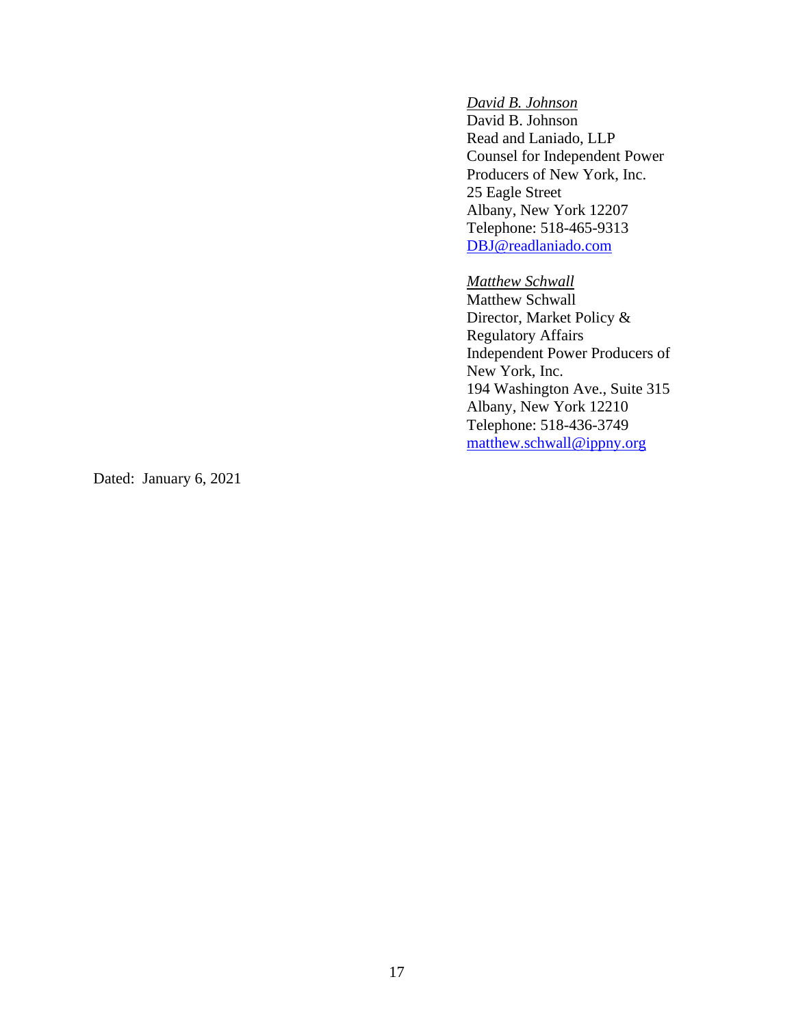*David B. Johnson*
David B. Johnson
Read and Laniado, LLP
Counsel for Independent Power
Producers of New York, Inc.
25 Eagle Street
Albany, New York 12207
Telephone: 518-465-9313
DBJ@readlaniado.com

*Matthew Schwall*
Matthew Schwall
Director, Market Policy &
Regulatory Affairs
Independent Power Producers of
New York, Inc.
194 Washington Ave., Suite 315
Albany, New York 12210
Telephone: 518-436-3749
matthew.schwall@ippny.org

Dated: January 6, 2021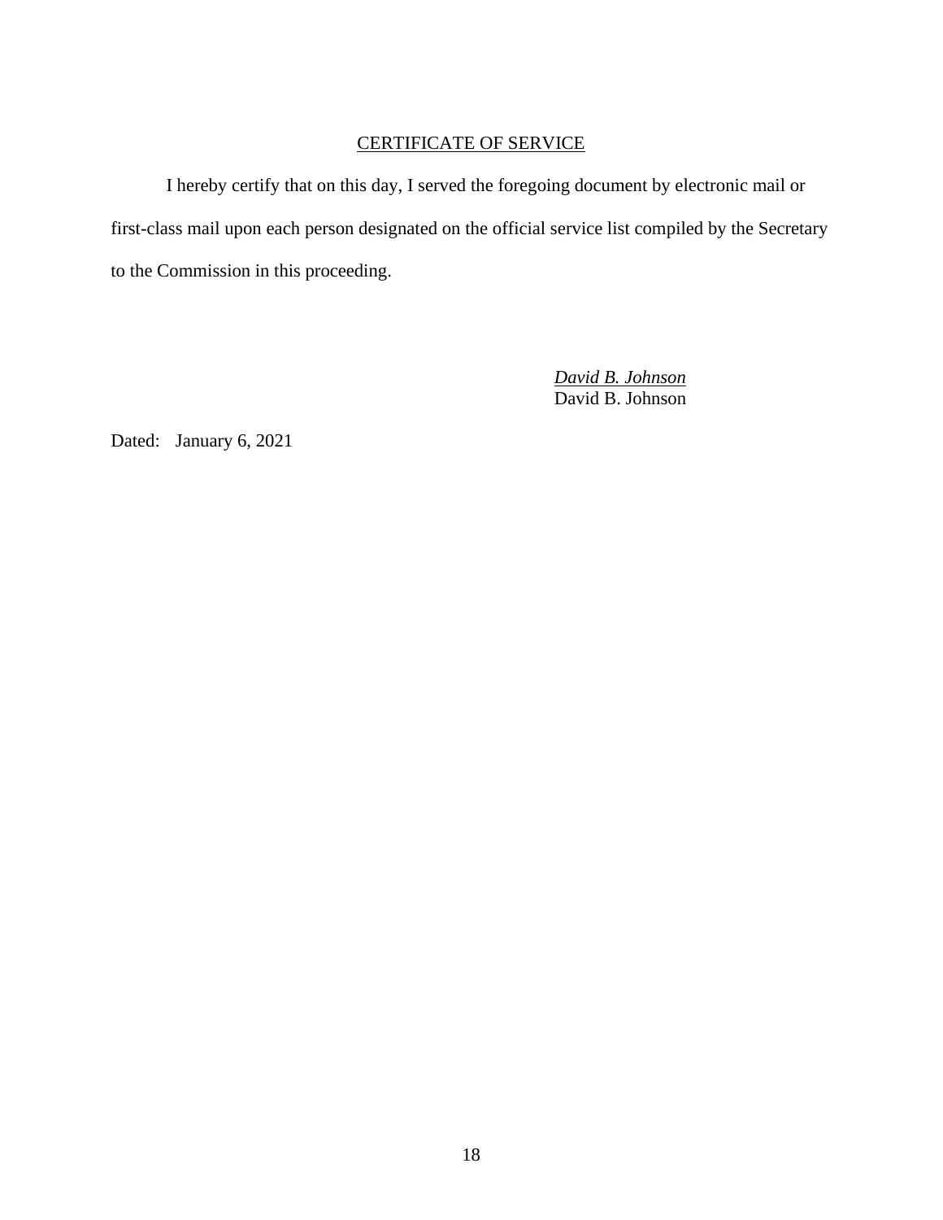## CERTIFICATE OF SERVICE

I hereby certify that on this day, I served the foregoing document by electronic mail or first-class mail upon each person designated on the official service list compiled by the Secretary to the Commission in this proceeding.

*David B. Johnson*
David B. Johnson

Dated: January 6, 2021